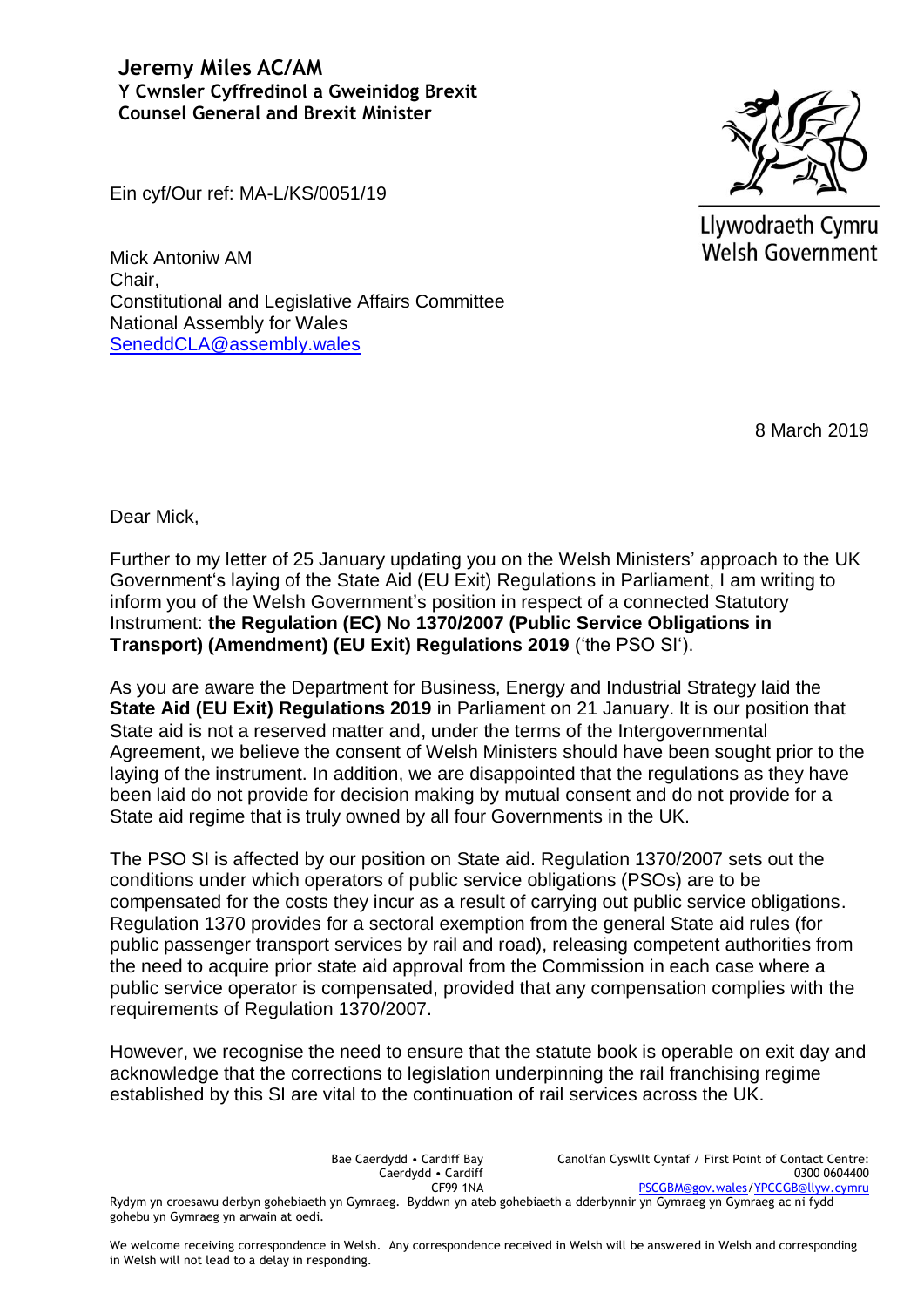**Jeremy Miles AC/AM**
**Y Cwnsler Cyffredinol a Gweinidog Brexit**
**Counsel General and Brexit Minister**

Llywodraeth Cymru
Welsh Government

Ein cyf/Our ref: MA-L/KS/0051/19

Mick Antoniw AM
Chair,
Constitutional and Legislative Affairs Committee
National Assembly for Wales
SeneddCLA@assembly.wales

8 March 2019

Dear Mick,

Further to my letter of 25 January updating you on the Welsh Ministers' approach to the UK Government's laying of the State Aid (EU Exit) Regulations in Parliament, I am writing to inform you of the Welsh Government's position in respect of a connected Statutory Instrument: **the Regulation (EC) No 1370/2007 (Public Service Obligations in Transport) (Amendment) (EU Exit) Regulations 2019** ('the PSO SI').

As you are aware the Department for Business, Energy and Industrial Strategy laid the **State Aid (EU Exit) Regulations 2019** in Parliament on 21 January. It is our position that State aid is not a reserved matter and, under the terms of the Intergovernmental Agreement, we believe the consent of Welsh Ministers should have been sought prior to the laying of the instrument. In addition, we are disappointed that the regulations as they have been laid do not provide for decision making by mutual consent and do not provide for a State aid regime that is truly owned by all four Governments in the UK.

The PSO SI is affected by our position on State aid. Regulation 1370/2007 sets out the conditions under which operators of public service obligations (PSOs) are to be compensated for the costs they incur as a result of carrying out public service obligations. Regulation 1370 provides for a sectoral exemption from the general State aid rules (for public passenger transport services by rail and road), releasing competent authorities from the need to acquire prior state aid approval from the Commission in each case where a public service operator is compensated, provided that any compensation complies with the requirements of Regulation 1370/2007.

However, we recognise the need to ensure that the statute book is operable on exit day and acknowledge that the corrections to legislation underpinning the rail franchising regime established by this SI are vital to the continuation of rail services across the UK.

Bae Caerdydd • Cardiff Bay
Caerdydd • Cardiff
CF99 1NA

Canolfan Cyswllt Cyntaf / First Point of Contact Centre:
0300 0604400
PSCGBM@gov.wales/YPCCGB@llyw.cymru

Rydym yn croesawu derbyn gohebiaeth yn Gymraeg. Byddwn yn ateb gohebiaeth a dderbynnir yn Gymraeg yn Gymraeg ac ni fydd gohebu yn Gymraeg yn arwain at oedi.

We welcome receiving correspondence in Welsh. Any correspondence received in Welsh will be answered in Welsh and corresponding in Welsh will not lead to a delay in responding.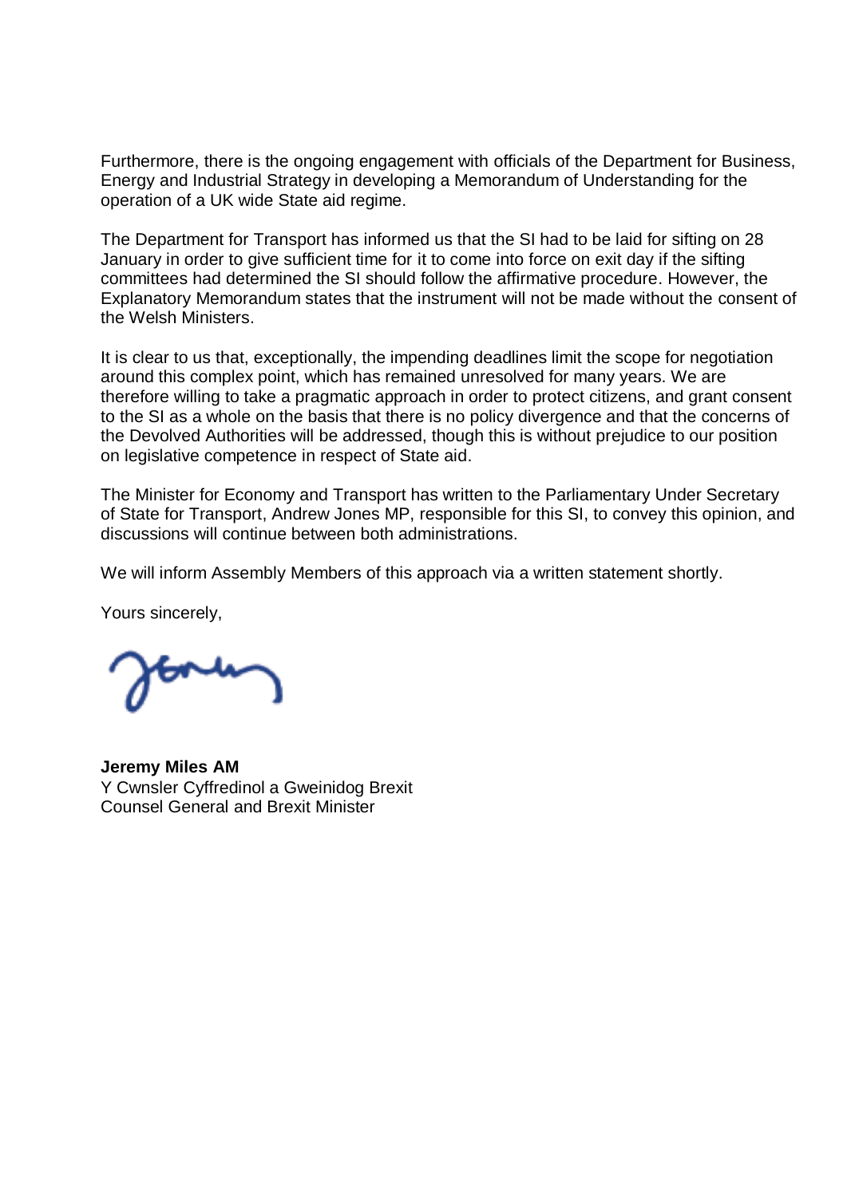Furthermore, there is the ongoing engagement with officials of the Department for Business, Energy and Industrial Strategy in developing a Memorandum of Understanding for the operation of a UK wide State aid regime.

The Department for Transport has informed us that the SI had to be laid for sifting on 28 January in order to give sufficient time for it to come into force on exit day if the sifting committees had determined the SI should follow the affirmative procedure. However, the Explanatory Memorandum states that the instrument will not be made without the consent of the Welsh Ministers.

It is clear to us that, exceptionally, the impending deadlines limit the scope for negotiation around this complex point, which has remained unresolved for many years. We are therefore willing to take a pragmatic approach in order to protect citizens, and grant consent to the SI as a whole on the basis that there is no policy divergence and that the concerns of the Devolved Authorities will be addressed, though this is without prejudice to our position on legislative competence in respect of State aid.

The Minister for Economy and Transport has written to the Parliamentary Under Secretary of State for Transport, Andrew Jones MP, responsible for this SI, to convey this opinion, and discussions will continue between both administrations.

We will inform Assembly Members of this approach via a written statement shortly.

Yours sincerely,

**Jeremy Miles AM**
Y Cwnsler Cyffredinol a Gweinidog Brexit
Counsel General and Brexit Minister